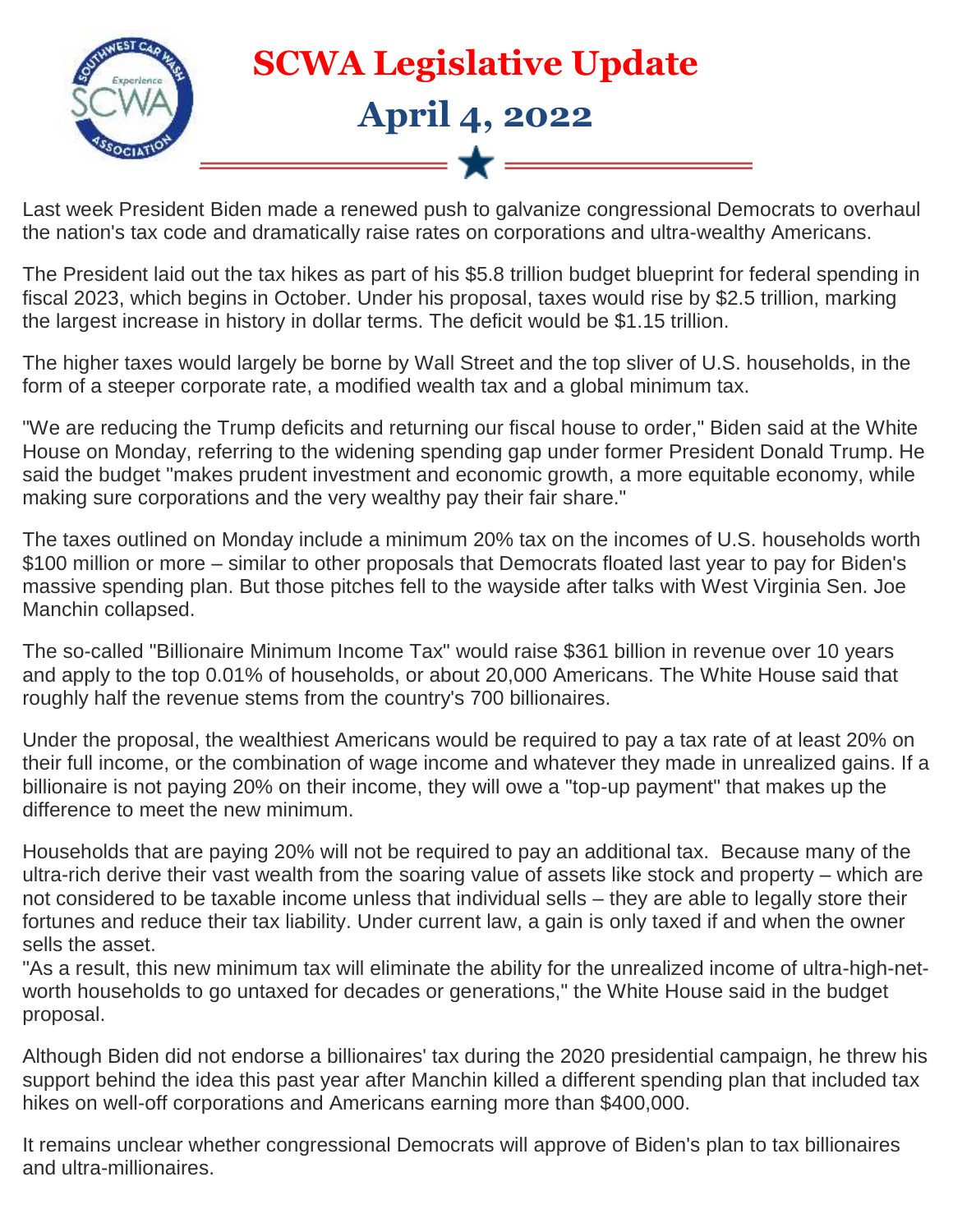# SCWA Legislative Update

## April 4, 2022

Last week President Biden made a renewed push to galvanize congressional Democrats to overhaul the nation's tax code and dramatically raise rates on corporations and ultra-wealthy Americans.

The President laid out the tax hikes as part of his $5.8 trillion budget blueprint for federal spending in fiscal 2023, which begins in October. Under his proposal, taxes would rise by $2.5 trillion, marking the largest increase in history in dollar terms. The deficit would be $1.15 trillion.

The higher taxes would largely be borne by Wall Street and the top sliver of U.S. households, in the form of a steeper corporate rate, a modified wealth tax and a global minimum tax.

"We are reducing the Trump deficits and returning our fiscal house to order," Biden said at the White House on Monday, referring to the widening spending gap under former President Donald Trump. He said the budget "makes prudent investment and economic growth, a more equitable economy, while making sure corporations and the very wealthy pay their fair share."

The taxes outlined on Monday include a minimum 20% tax on the incomes of U.S. households worth $100 million or more – similar to other proposals that Democrats floated last year to pay for Biden's massive spending plan. But those pitches fell to the wayside after talks with West Virginia Sen. Joe Manchin collapsed.

The so-called "Billionaire Minimum Income Tax" would raise $361 billion in revenue over 10 years and apply to the top 0.01% of households, or about 20,000 Americans. The White House said that roughly half the revenue stems from the country's 700 billionaires.

Under the proposal, the wealthiest Americans would be required to pay a tax rate of at least 20% on their full income, or the combination of wage income and whatever they made in unrealized gains. If a billionaire is not paying 20% on their income, they will owe a "top-up payment" that makes up the difference to meet the new minimum.

Households that are paying 20% will not be required to pay an additional tax. Because many of the ultra-rich derive their vast wealth from the soaring value of assets like stock and property – which are not considered to be taxable income unless that individual sells – they are able to legally store their fortunes and reduce their tax liability. Under current law, a gain is only taxed if and when the owner sells the asset.
"As a result, this new minimum tax will eliminate the ability for the unrealized income of ultra-high-net-worth households to go untaxed for decades or generations," the White House said in the budget proposal.

Although Biden did not endorse a billionaires' tax during the 2020 presidential campaign, he threw his support behind the idea this past year after Manchin killed a different spending plan that included tax hikes on well-off corporations and Americans earning more than $400,000.

It remains unclear whether congressional Democrats will approve of Biden's plan to tax billionaires and ultra-millionaires.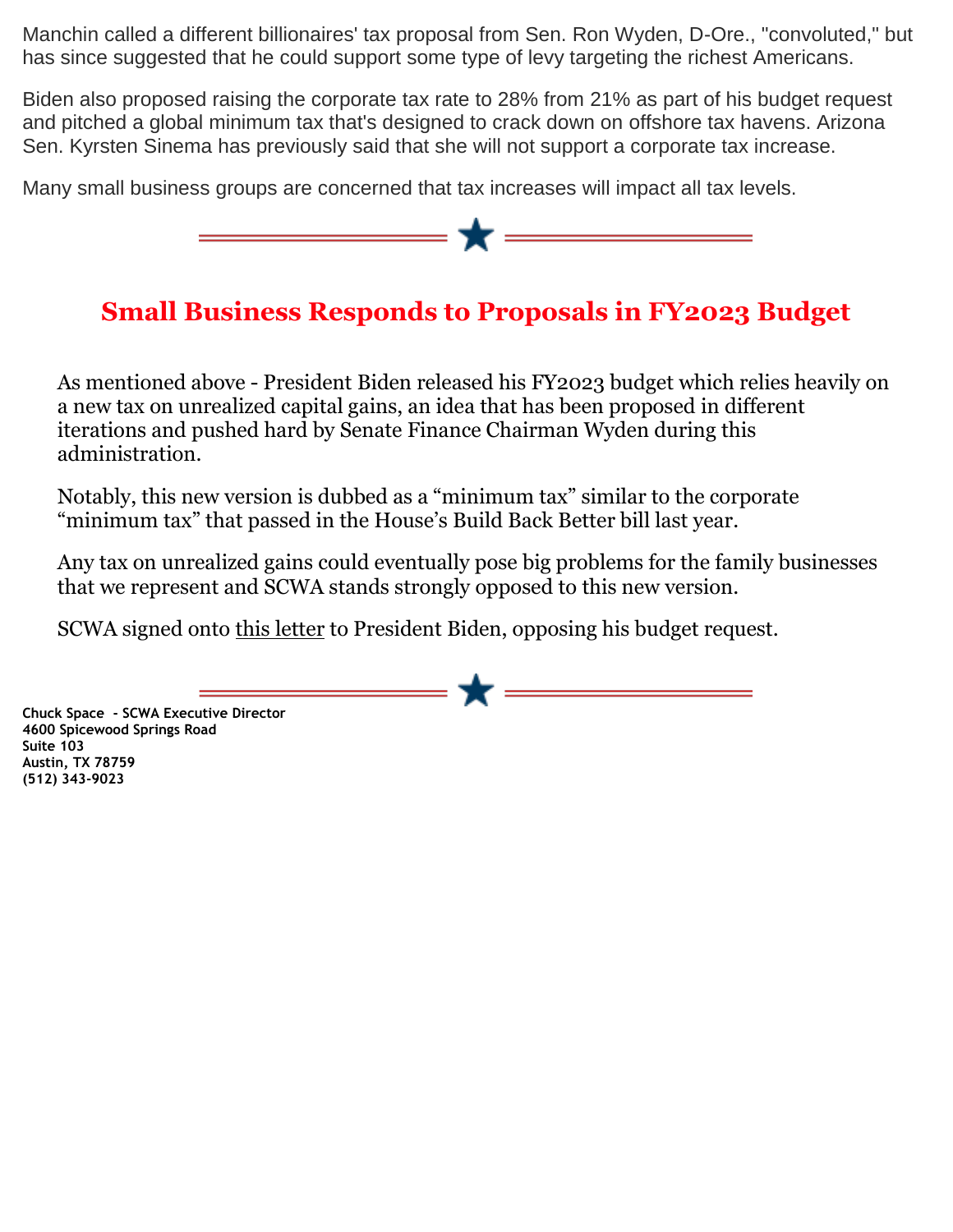Manchin called a different billionaires' tax proposal from Sen. Ron Wyden, D-Ore., "convoluted," but has since suggested that he could support some type of levy targeting the richest Americans.

Biden also proposed raising the corporate tax rate to 28% from 21% as part of his budget request and pitched a global minimum tax that's designed to crack down on offshore tax havens. Arizona Sen. Kyrsten Sinema has previously said that she will not support a corporate tax increase.

Many small business groups are concerned that tax increases will impact all tax levels.

---

## Small Business Responds to Proposals in FY2023 Budget

As mentioned above - President Biden released his FY2023 budget which relies heavily on a new tax on unrealized capital gains, an idea that has been proposed in different iterations and pushed hard by Senate Finance Chairman Wyden during this administration.

Notably, this new version is dubbed as a "minimum tax" similar to the corporate "minimum tax" that passed in the House's Build Back Better bill last year.

Any tax on unrealized gains could eventually pose big problems for the family businesses that we represent and SCWA stands strongly opposed to this new version.

SCWA signed onto this letter to President Biden, opposing his budget request.

---

**Chuck Space - SCWA Executive Director**
**4600 Spicewood Springs Road**
**Suite 103**
**Austin, TX 78759**
**(512) 343-9023**